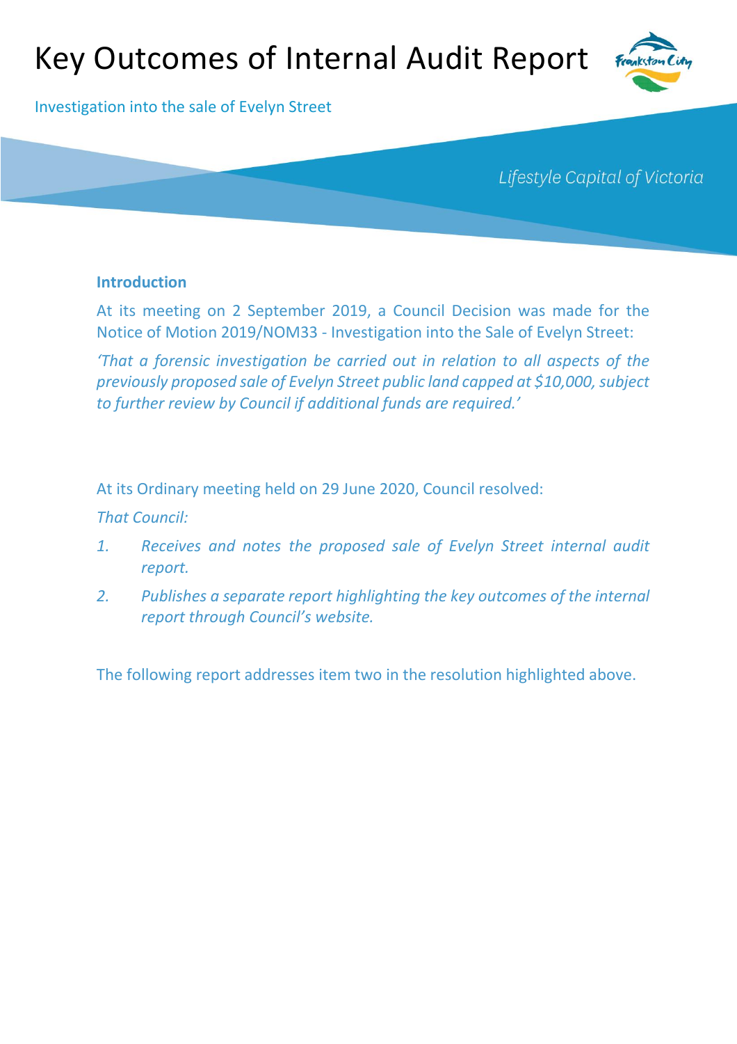# Key Outcomes of Internal Audit Report

Investigation into the sale of Evelyn Street

*Lifestyle Capital of Victoria*

### Introduction

At its meeting on 2 September 2019, a Council Decision was made for the Notice of Motion 2019/NOM33 - Investigation into the Sale of Evelyn Street:

*'That a forensic investigation be carried out in relation to all aspects of the previously proposed sale of Evelyn Street public land capped at $10,000, subject to further review by Council if additional funds are required.'*

At its Ordinary meeting held on 29 June 2020, Council resolved:

*That Council:*

1. *Receives and notes the proposed sale of Evelyn Street internal audit report.*
2. *Publishes a separate report highlighting the key outcomes of the internal report through Council's website.*

The following report addresses item two in the resolution highlighted above.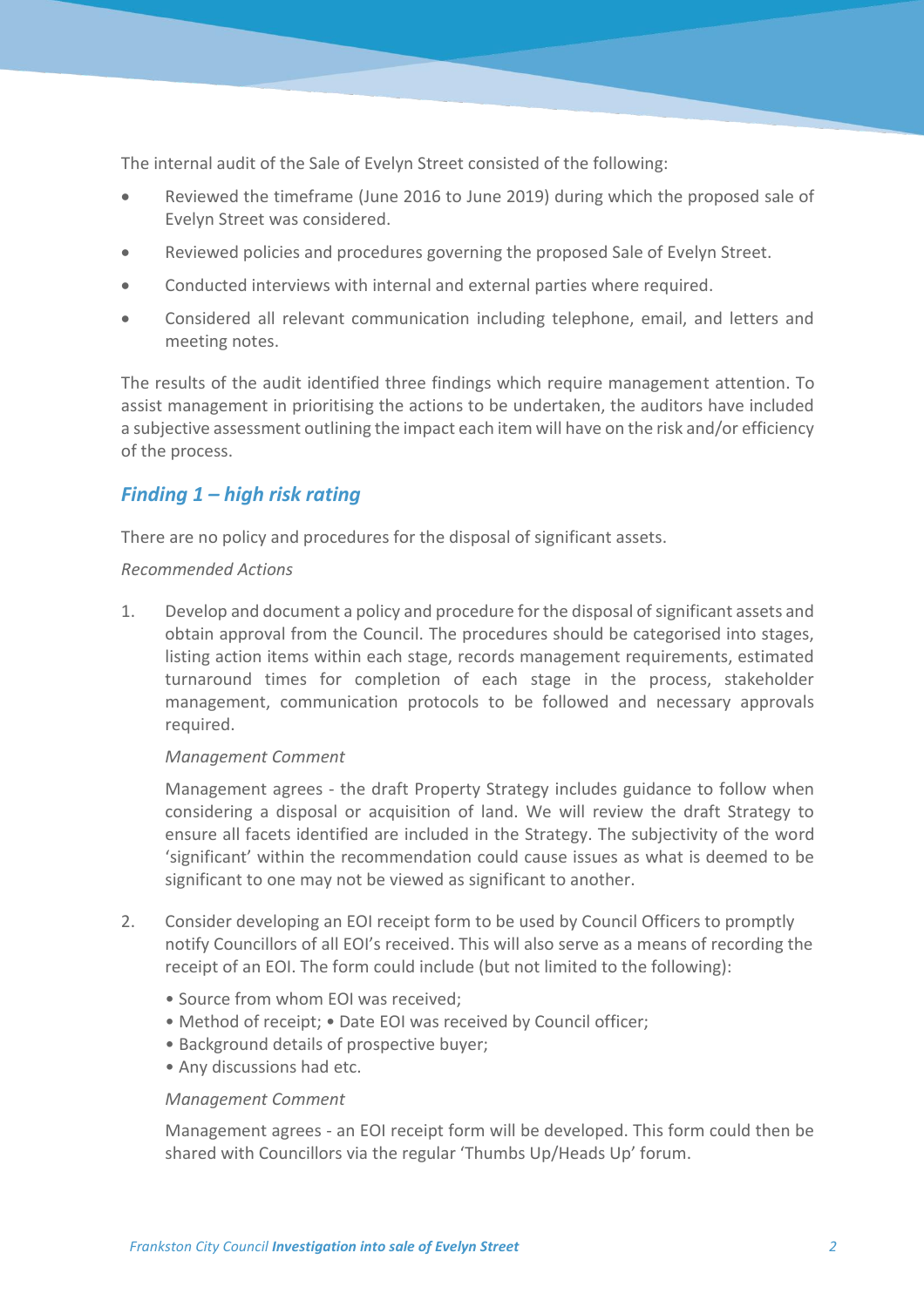The internal audit of the Sale of Evelyn Street consisted of the following:

- Reviewed the timeframe (June 2016 to June 2019) during which the proposed sale of Evelyn Street was considered.
- Reviewed policies and procedures governing the proposed Sale of Evelyn Street.
- Conducted interviews with internal and external parties where required.
- Considered all relevant communication including telephone, email, and letters and meeting notes.

The results of the audit identified three findings which require management attention. To assist management in prioritising the actions to be undertaken, the auditors have included a subjective assessment outlining the impact each item will have on the risk and/or efficiency of the process.

## *Finding 1 – high risk rating*

There are no policy and procedures for the disposal of significant assets.

*Recommended Actions*

1. Develop and document a policy and procedure for the disposal of significant assets and obtain approval from the Council. The procedures should be categorised into stages, listing action items within each stage, records management requirements, estimated turnaround times for completion of each stage in the process, stakeholder management, communication protocols to be followed and necessary approvals required.

   *Management Comment*

   Management agrees - the draft Property Strategy includes guidance to follow when considering a disposal or acquisition of land. We will review the draft Strategy to ensure all facets identified are included in the Strategy. The subjectivity of the word 'significant' within the recommendation could cause issues as what is deemed to be significant to one may not be viewed as significant to another.

2. Consider developing an EOI receipt form to be used by Council Officers to promptly notify Councillors of all EOI's received. This will also serve as a means of recording the receipt of an EOI. The form could include (but not limited to the following):

   • Source from whom EOI was received;
   • Method of receipt; • Date EOI was received by Council officer;
   • Background details of prospective buyer;
   • Any discussions had etc.

   *Management Comment*

   Management agrees - an EOI receipt form will be developed. This form could then be shared with Councillors via the regular 'Thumbs Up/Heads Up' forum.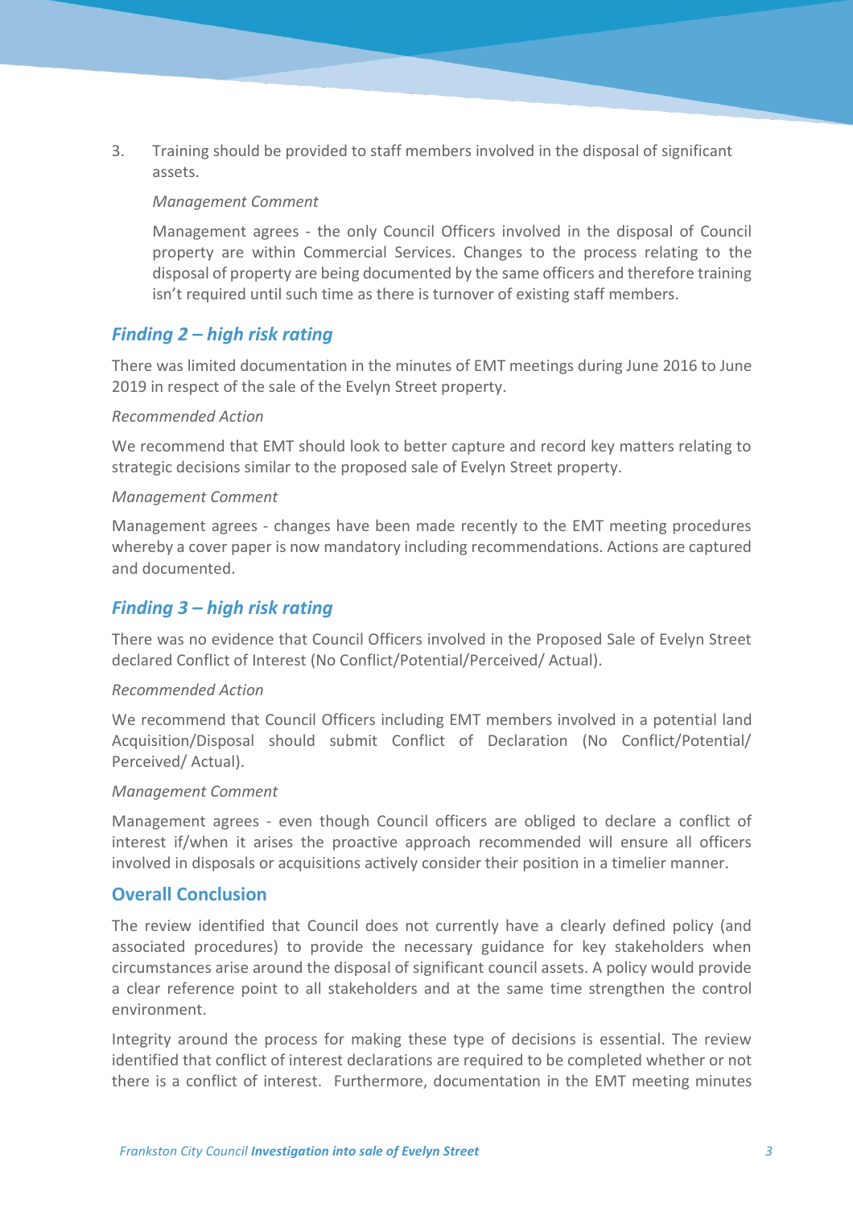3. Training should be provided to staff members involved in the disposal of significant assets.

   *Management Comment*

   Management agrees - the only Council Officers involved in the disposal of Council property are within Commercial Services. Changes to the process relating to the disposal of property are being documented by the same officers and therefore training isn't required until such time as there is turnover of existing staff members.

## *Finding 2 – high risk rating*

There was limited documentation in the minutes of EMT meetings during June 2016 to June 2019 in respect of the sale of the Evelyn Street property.

*Recommended Action*

We recommend that EMT should look to better capture and record key matters relating to strategic decisions similar to the proposed sale of Evelyn Street property.

*Management Comment*

Management agrees - changes have been made recently to the EMT meeting procedures whereby a cover paper is now mandatory including recommendations. Actions are captured and documented.

## *Finding 3 – high risk rating*

There was no evidence that Council Officers involved in the Proposed Sale of Evelyn Street declared Conflict of Interest (No Conflict/Potential/Perceived/ Actual).

*Recommended Action*

We recommend that Council Officers including EMT members involved in a potential land Acquisition/Disposal should submit Conflict of Declaration (No Conflict/Potential/ Perceived/ Actual).

*Management Comment*

Management agrees - even though Council officers are obliged to declare a conflict of interest if/when it arises the proactive approach recommended will ensure all officers involved in disposals or acquisitions actively consider their position in a timelier manner.

## Overall Conclusion

The review identified that Council does not currently have a clearly defined policy (and associated procedures) to provide the necessary guidance for key stakeholders when circumstances arise around the disposal of significant council assets. A policy would provide a clear reference point to all stakeholders and at the same time strengthen the control environment.

Integrity around the process for making these type of decisions is essential. The review identified that conflict of interest declarations are required to be completed whether or not there is a conflict of interest. Furthermore, documentation in the EMT meeting minutes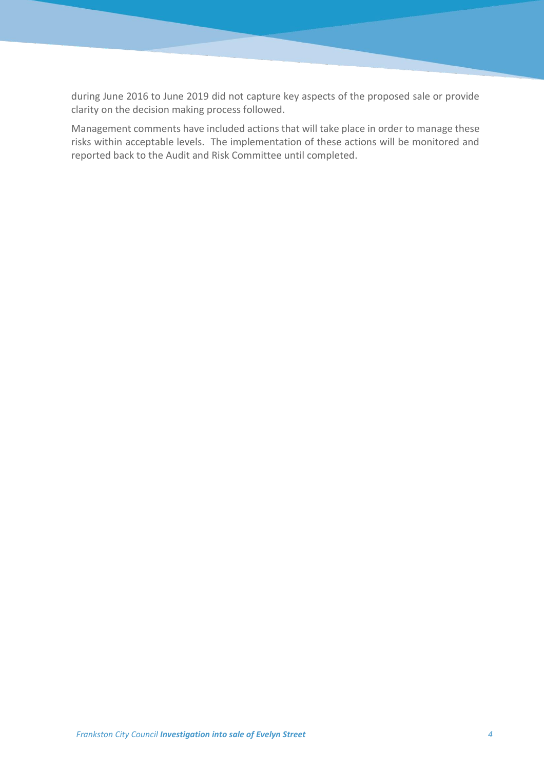during June 2016 to June 2019 did not capture key aspects of the proposed sale or provide clarity on the decision making process followed.

Management comments have included actions that will take place in order to manage these risks within acceptable levels. The implementation of these actions will be monitored and reported back to the Audit and Risk Committee until completed.